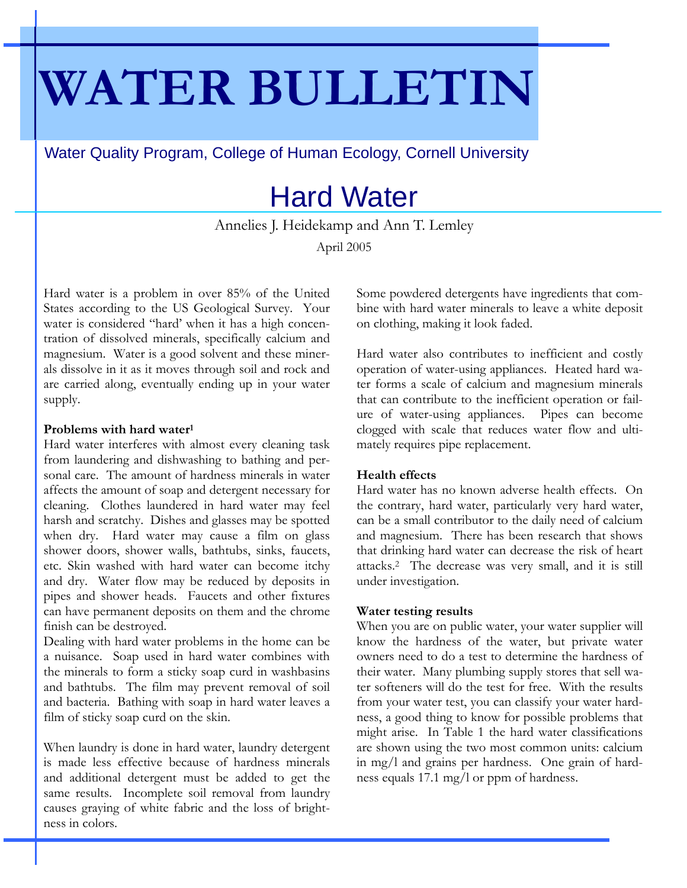# WATER BULLETIN

Water Quality Program, College of Human Ecology, Cornell University

## Hard Water

Annelies J. Heidekamp and Ann T. Lemley

April 2005

Hard water is a problem in over 85% of the United States according to the US Geological Survey. Your water is considered "hard' when it has a high concentration of dissolved minerals, specifically calcium and magnesium. Water is a good solvent and these minerals dissolve in it as it moves through soil and rock and are carried along, eventually ending up in your water supply.

**Problems with hard water[1]**

Hard water interferes with almost every cleaning task from laundering and dishwashing to bathing and personal care. The amount of hardness minerals in water affects the amount of soap and detergent necessary for cleaning. Clothes laundered in hard water may feel harsh and scratchy. Dishes and glasses may be spotted when dry. Hard water may cause a film on glass shower doors, shower walls, bathtubs, sinks, faucets, etc. Skin washed with hard water can become itchy and dry. Water flow may be reduced by deposits in pipes and shower heads. Faucets and other fixtures can have permanent deposits on them and the chrome finish can be destroyed.

Dealing with hard water problems in the home can be a nuisance. Soap used in hard water combines with the minerals to form a sticky soap curd in washbasins and bathtubs. The film may prevent removal of soil and bacteria. Bathing with soap in hard water leaves a film of sticky soap curd on the skin.

When laundry is done in hard water, laundry detergent is made less effective because of hardness minerals and additional detergent must be added to get the same results. Incomplete soil removal from laundry causes graying of white fabric and the loss of brightness in colors. Some powdered detergents have ingredients that combine with hard water minerals to leave a white deposit on clothing, making it look faded.

Hard water also contributes to inefficient and costly operation of water-using appliances. Heated hard water forms a scale of calcium and magnesium minerals that can contribute to the inefficient operation or failure of water-using appliances. Pipes can become clogged with scale that reduces water flow and ultimately requires pipe replacement.

**Health effects**

Hard water has no known adverse health effects. On the contrary, hard water, particularly very hard water, can be a small contributor to the daily need of calcium and magnesium. There has been research that shows that drinking hard water can decrease the risk of heart attacks.[2] The decrease was very small, and it is still under investigation.

**Water testing results**

When you are on public water, your water supplier will know the hardness of the water, but private water owners need to do a test to determine the hardness of their water. Many plumbing supply stores that sell water softeners will do the test for free. With the results from your water test, you can classify your water hardness, a good thing to know for possible problems that might arise. In Table 1 the hard water classifications are shown using the two most common units: calcium in mg/l and grains per hardness. One grain of hardness equals 17.1 mg/l or ppm of hardness.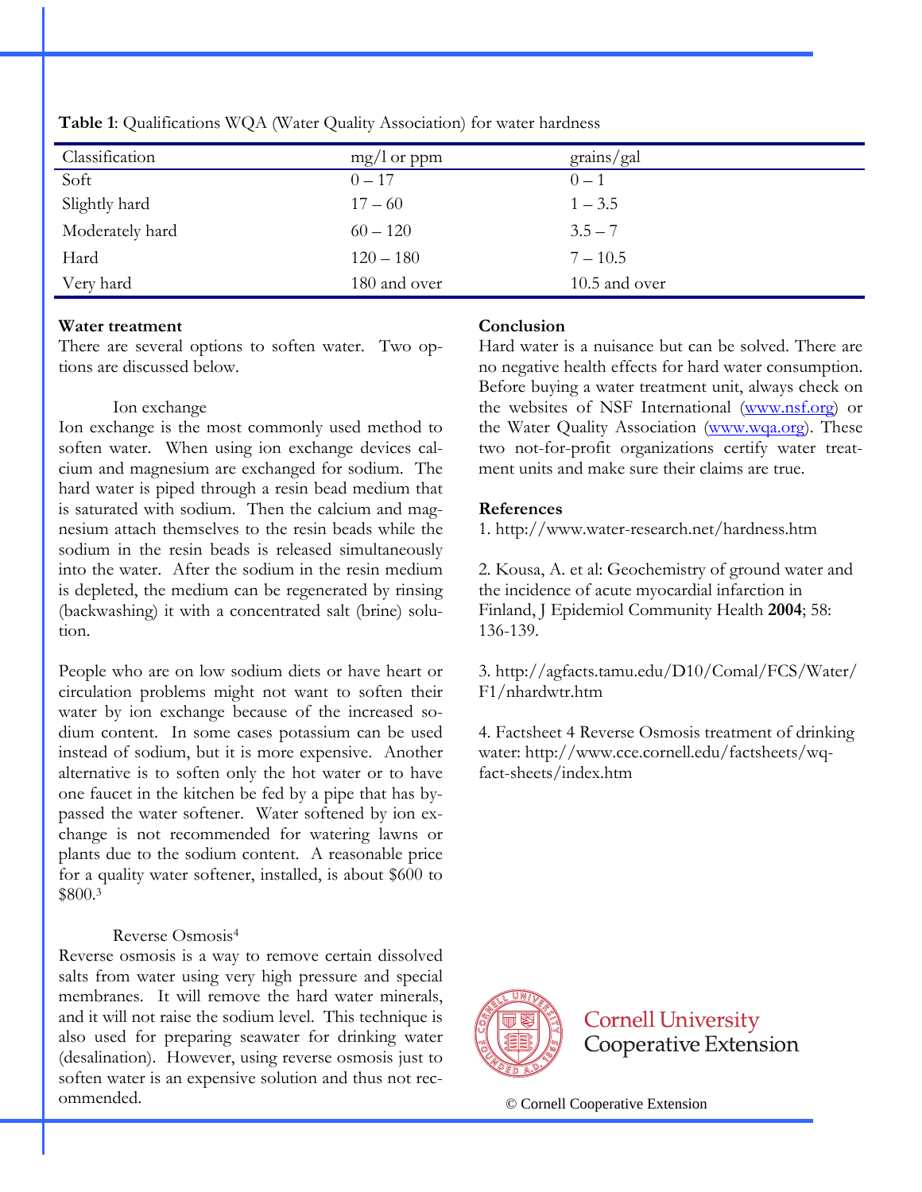**Table 1**: Qualifications WQA (Water Quality Association) for water hardness

| Classification | mg/l or ppm | grains/gal |
|---|---|---|
| Soft | 0 – 17 | 0 – 1 |
| Slightly hard | 17 – 60 | 1 – 3.5 |
| Moderately hard | 60 – 120 | 3.5 – 7 |
| Hard | 120 – 180 | 7 – 10.5 |
| Very hard | 180 and over | 10.5 and over |

## Water treatment

There are several options to soften water. Two options are discussed below.

### Ion exchange

Ion exchange is the most commonly used method to soften water. When using ion exchange devices calcium and magnesium are exchanged for sodium. The hard water is piped through a resin bead medium that is saturated with sodium. Then the calcium and magnesium attach themselves to the resin beads while the sodium in the resin beads is released simultaneously into the water. After the sodium in the resin medium is depleted, the medium can be regenerated by rinsing (backwashing) it with a concentrated salt (brine) solution.

People who are on low sodium diets or have heart or circulation problems might not want to soften their water by ion exchange because of the increased sodium content. In some cases potassium can be used instead of sodium, but it is more expensive. Another alternative is to soften only the hot water or to have one faucet in the kitchen be fed by a pipe that has bypassed the water softener. Water softened by ion exchange is not recommended for watering lawns or plants due to the sodium content. A reasonable price for a quality water softener, installed, is about $600 to $800.[3]

### Reverse Osmosis[4]

Reverse osmosis is a way to remove certain dissolved salts from water using very high pressure and special membranes. It will remove the hard water minerals, and it will not raise the sodium level. This technique is also used for preparing seawater for drinking water (desalination). However, using reverse osmosis just to soften water is an expensive solution and thus not recommended.

## Conclusion

Hard water is a nuisance but can be solved. There are no negative health effects for hard water consumption. Before buying a water treatment unit, always check on the websites of NSF International (www.nsf.org) or the Water Quality Association (www.wqa.org). These two not-for-profit organizations certify water treatment units and make sure their claims are true.

## References

1. http://www.water-research.net/hardness.htm

2. Kousa, A. et al: Geochemistry of ground water and the incidence of acute myocardial infarction in Finland, J Epidemiol Community Health **2004**; 58: 136-139.

3. http://agfacts.tamu.edu/D10/Comal/FCS/Water/F1/nhardwtr.htm

4. Factsheet 4 Reverse Osmosis treatment of drinking water: http://www.cce.cornell.edu/factsheets/wq-fact-sheets/index.htm

Cornell University Cooperative Extension

© Cornell Cooperative Extension